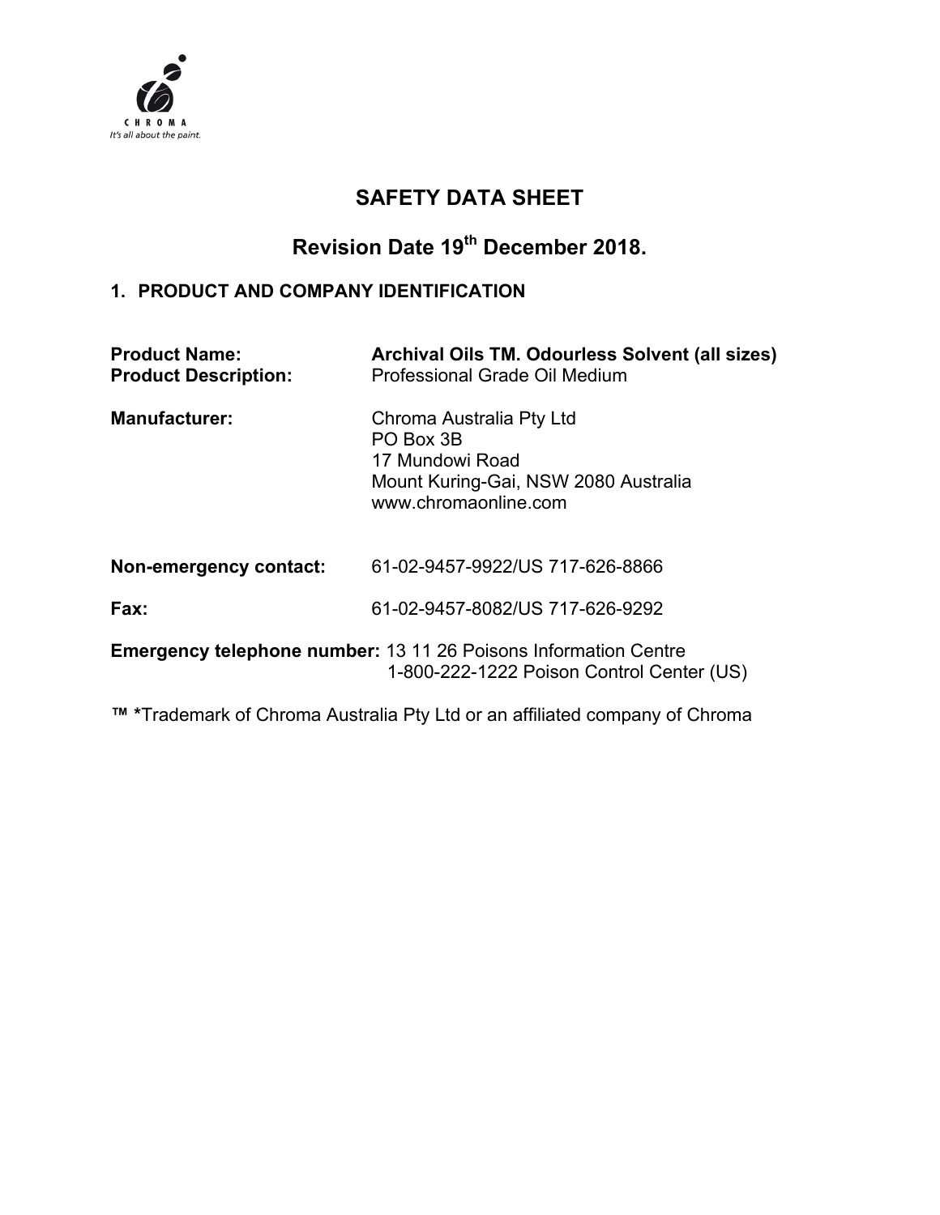CHROMA
It's all about the paint.

# SAFETY DATA SHEET

## Revision Date 19th December 2018.

### 1. PRODUCT AND COMPANY IDENTIFICATION

**Product Name:** **Archival Oils TM. Odourless Solvent (all sizes)**
**Product Description:** Professional Grade Oil Medium

**Manufacturer:** Chroma Australia Pty Ltd
PO Box 3B
17 Mundowi Road
Mount Kuring-Gai, NSW 2080 Australia
www.chromaonline.com

**Non-emergency contact:** 61-02-9457-9922/US 717-626-8866

**Fax:** 61-02-9457-8082/US 717-626-9292

**Emergency telephone number:** 13 11 26 Poisons Information Centre
1-800-222-1222 Poison Control Center (US)

™ *Trademark of Chroma Australia Pty Ltd or an affiliated company of Chroma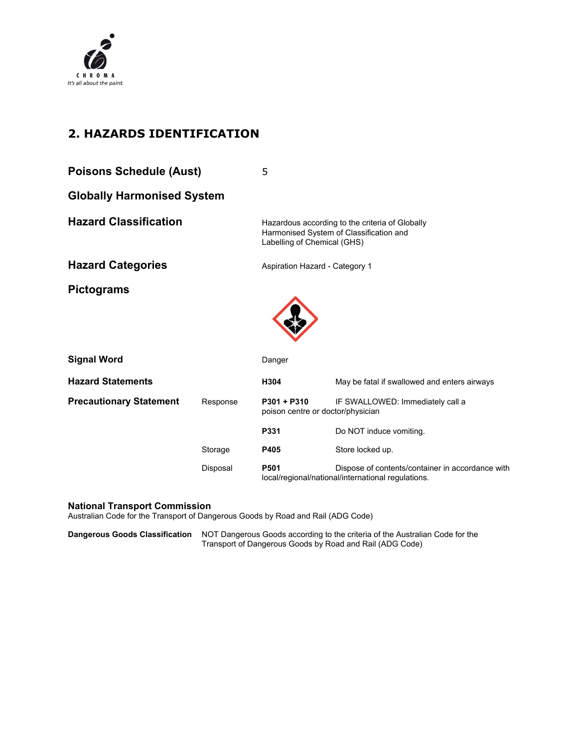## 2. HAZARDS IDENTIFICATION

**Poisons Schedule (Aust)** 5

**Globally Harmonised System**

**Hazard Classification** Hazardous according to the criteria of Globally Harmonised System of Classification and Labelling of Chemical (GHS)

**Hazard Categories** Aspiration Hazard - Category 1

**Pictograms**

**Signal Word** Danger

| | | | |
|---|---|---|---|
| **Hazard Statements** | | **H304** | May be fatal if swallowed and enters airways |
| **Precautionary Statement** | Response | **P301 + P310** | IF SWALLOWED: Immediately call a poison centre or doctor/physician |
| | | **P331** | Do NOT induce vomiting. |
| | Storage | **P405** | Store locked up. |
| | Disposal | **P501** | Dispose of contents/container in accordance with local/regional/national/international regulations. |

**National Transport Commission**
Australian Code for the Transport of Dangerous Goods by Road and Rail (ADG Code)

**Dangerous Goods Classification** NOT Dangerous Goods according to the criteria of the Australian Code for the Transport of Dangerous Goods by Road and Rail (ADG Code)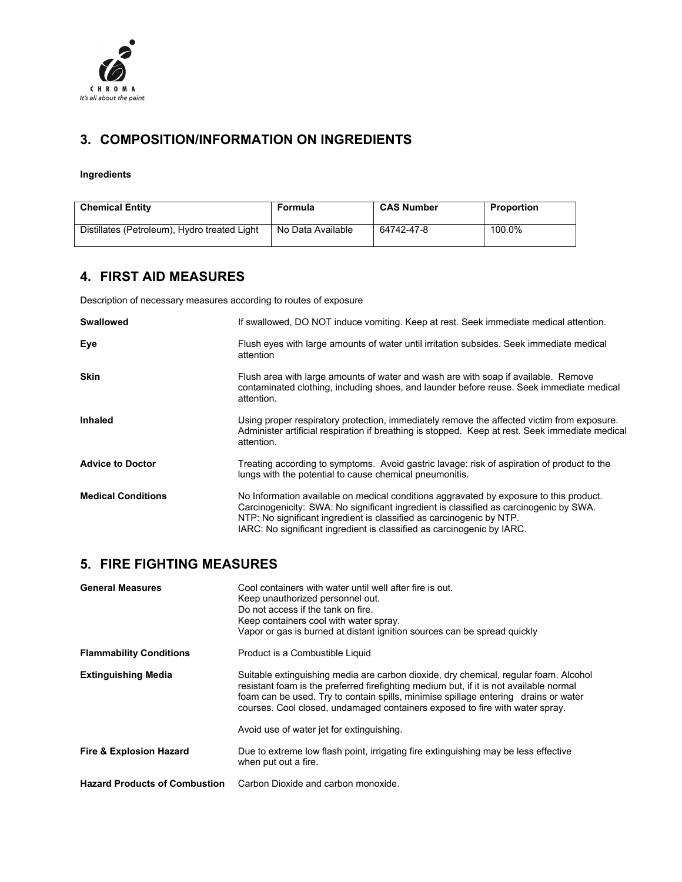## 3. COMPOSITION/INFORMATION ON INGREDIENTS

**Ingredients**

| Chemical Entity | Formula | CAS Number | Proportion |
|---|---|---|---|
| Distillates (Petroleum), Hydro treated Light | No Data Available | 64742-47-8 | 100.0% |

## 4. FIRST AID MEASURES

Description of necessary measures according to routes of exposure

**Swallowed**
If swallowed, DO NOT induce vomiting. Keep at rest. Seek immediate medical attention.

**Eye**
Flush eyes with large amounts of water until irritation subsides. Seek immediate medical attention

**Skin**
Flush area with large amounts of water and wash are with soap if available. Remove contaminated clothing, including shoes, and launder before reuse. Seek immediate medical attention.

**Inhaled**
Using proper respiratory protection, immediately remove the affected victim from exposure. Administer artificial respiration if breathing is stopped. Keep at rest. Seek immediate medical attention.

**Advice to Doctor**
Treating according to symptoms. Avoid gastric lavage: risk of aspiration of product to the lungs with the potential to cause chemical pneumonitis.

**Medical Conditions**
No Information available on medical conditions aggravated by exposure to this product.
Carcinogenicity: SWA: No significant ingredient is classified as carcinogenic by SWA.
NTP: No significant ingredient is classified as carcinogenic by NTP.
IARC: No significant ingredient is classified as carcinogenic by IARC.

## 5. FIRE FIGHTING MEASURES

**General Measures**
Cool containers with water until well after fire is out.
Keep unauthorized personnel out.
Do not access if the tank on fire.
Keep containers cool with water spray.
Vapor or gas is burned at distant ignition sources can be spread quickly

**Flammability Conditions**
Product is a Combustible Liquid

**Extinguishing Media**
Suitable extinguishing media are carbon dioxide, dry chemical, regular foam. Alcohol resistant foam is the preferred firefighting medium but, if it is not available normal foam can be used. Try to contain spills, minimise spillage entering drains or water courses. Cool closed, undamaged containers exposed to fire with water spray.

Avoid use of water jet for extinguishing.

**Fire & Explosion Hazard**
Due to extreme low flash point, irrigating fire extinguishing may be less effective when put out a fire.

**Hazard Products of Combustion**
Carbon Dioxide and carbon monoxide.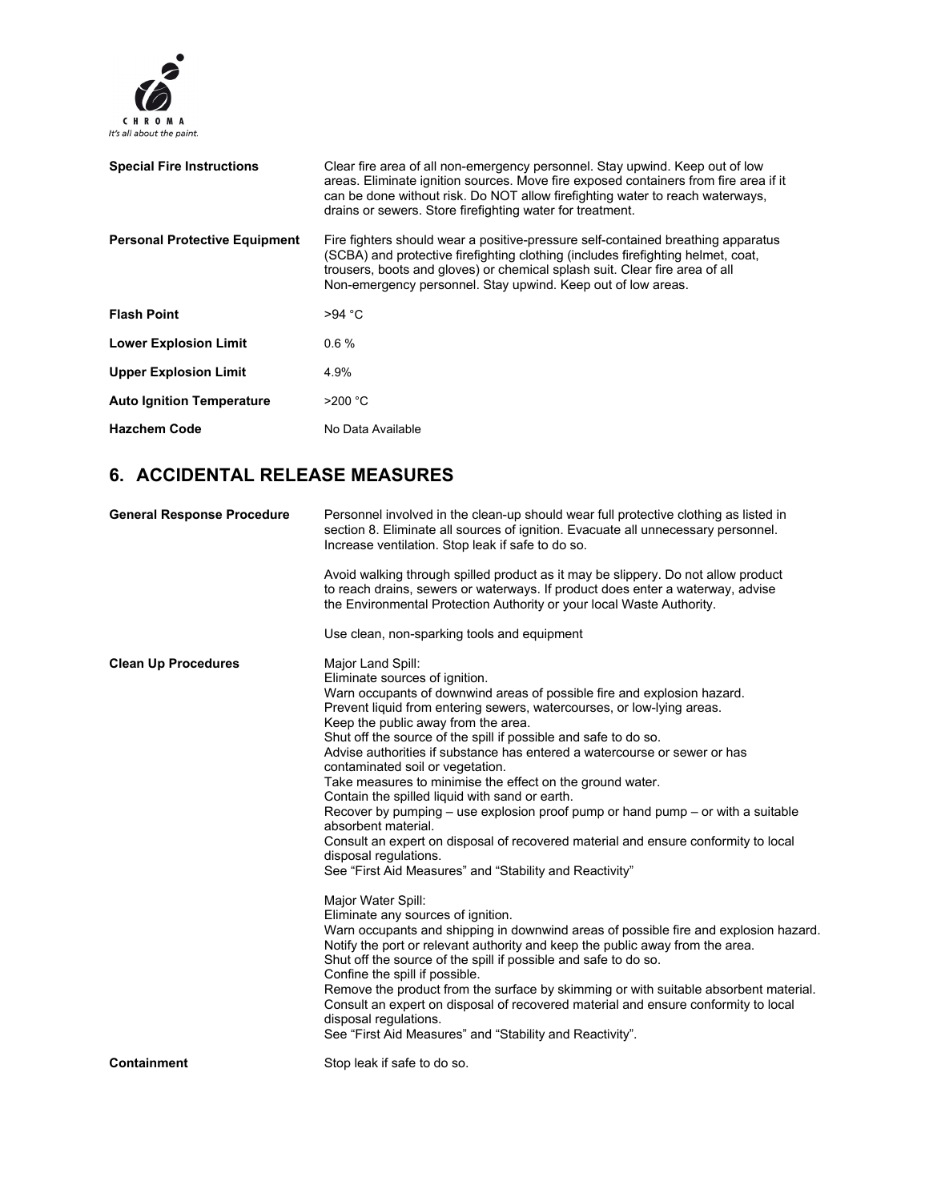**Special Fire Instructions** Clear fire area of all non-emergency personnel. Stay upwind. Keep out of low areas. Eliminate ignition sources. Move fire exposed containers from fire area if it can be done without risk. Do NOT allow firefighting water to reach waterways, drains or sewers. Store firefighting water for treatment.

**Personal Protective Equipment** Fire fighters should wear a positive-pressure self-contained breathing apparatus (SCBA) and protective firefighting clothing (includes firefighting helmet, coat, trousers, boots and gloves) or chemical splash suit. Clear fire area of all Non-emergency personnel. Stay upwind. Keep out of low areas.

**Flash Point** >94 °C

**Lower Explosion Limit** 0.6 %

**Upper Explosion Limit** 4.9%

**Auto Ignition Temperature** >200 °C

**Hazchem Code** No Data Available

## 6. ACCIDENTAL RELEASE MEASURES

**General Response Procedure** Personnel involved in the clean-up should wear full protective clothing as listed in section 8. Eliminate all sources of ignition. Evacuate all unnecessary personnel. Increase ventilation. Stop leak if safe to do so.

Avoid walking through spilled product as it may be slippery. Do not allow product to reach drains, sewers or waterways. If product does enter a waterway, advise the Environmental Protection Authority or your local Waste Authority.

Use clean, non-sparking tools and equipment

**Clean Up Procedures** Major Land Spill:
Eliminate sources of ignition.
Warn occupants of downwind areas of possible fire and explosion hazard.
Prevent liquid from entering sewers, watercourses, or low-lying areas.
Keep the public away from the area.
Shut off the source of the spill if possible and safe to do so.
Advise authorities if substance has entered a watercourse or sewer or has contaminated soil or vegetation.
Take measures to minimise the effect on the ground water.
Contain the spilled liquid with sand or earth.
Recover by pumping – use explosion proof pump or hand pump – or with a suitable absorbent material.
Consult an expert on disposal of recovered material and ensure conformity to local disposal regulations.
See "First Aid Measures" and "Stability and Reactivity"

Major Water Spill:
Eliminate any sources of ignition.
Warn occupants and shipping in downwind areas of possible fire and explosion hazard.
Notify the port or relevant authority and keep the public away from the area.
Shut off the source of the spill if possible and safe to do so.
Confine the spill if possible.
Remove the product from the surface by skimming or with suitable absorbent material.
Consult an expert on disposal of recovered material and ensure conformity to local disposal regulations.
See "First Aid Measures" and "Stability and Reactivity".

**Containment** Stop leak if safe to do so.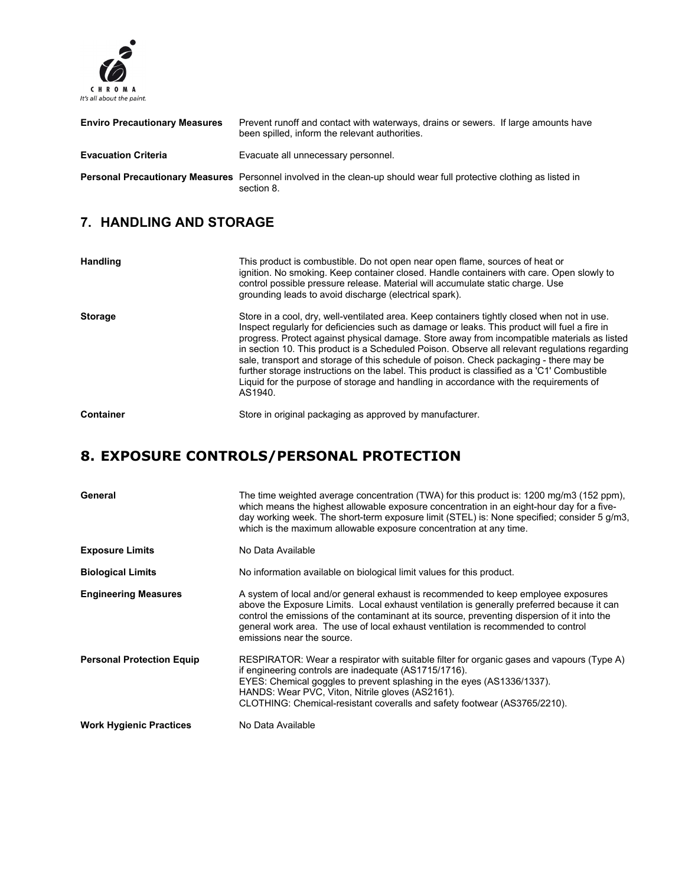| | |
|---|---|
| **Enviro Precautionary Measures** | Prevent runoff and contact with waterways, drains or sewers. If large amounts have been spilled, inform the relevant authorities. |
| **Evacuation Criteria** | Evacuate all unnecessary personnel. |
| **Personal Precautionary Measures** | Personnel involved in the clean-up should wear full protective clothing as listed in section 8. |

## 7. HANDLING AND STORAGE

| | |
|---|---|
| **Handling** | This product is combustible. Do not open near open flame, sources of heat or ignition. No smoking. Keep container closed. Handle containers with care. Open slowly to control possible pressure release. Material will accumulate static charge. Use grounding leads to avoid discharge (electrical spark). |
| **Storage** | Store in a cool, dry, well-ventilated area. Keep containers tightly closed when not in use. Inspect regularly for deficiencies such as damage or leaks. This product will fuel a fire in progress. Protect against physical damage. Store away from incompatible materials as listed in section 10. This product is a Scheduled Poison. Observe all relevant regulations regarding sale, transport and storage of this schedule of poison. Check packaging - there may be further storage instructions on the label. This product is classified as a 'C1' Combustible Liquid for the purpose of storage and handling in accordance with the requirements of AS1940. |
| **Container** | Store in original packaging as approved by manufacturer. |

## 8. EXPOSURE CONTROLS/PERSONAL PROTECTION

| | |
|---|---|
| **General** | The time weighted average concentration (TWA) for this product is: 1200 mg/m3 (152 ppm), which means the highest allowable exposure concentration in an eight-hour day for a five-day working week. The short-term exposure limit (STEL) is: None specified; consider 5 g/m3, which is the maximum allowable exposure concentration at any time. |
| **Exposure Limits** | No Data Available |
| **Biological Limits** | No information available on biological limit values for this product. |
| **Engineering Measures** | A system of local and/or general exhaust is recommended to keep employee exposures above the Exposure Limits. Local exhaust ventilation is generally preferred because it can control the emissions of the contaminant at its source, preventing dispersion of it into the general work area. The use of local exhaust ventilation is recommended to control emissions near the source. |
| **Personal Protection Equip** | RESPIRATOR: Wear a respirator with suitable filter for organic gases and vapours (Type A) if engineering controls are inadequate (AS1715/1716).<br>EYES: Chemical goggles to prevent splashing in the eyes (AS1336/1337).<br>HANDS: Wear PVC, Viton, Nitrile gloves (AS2161).<br>CLOTHING: Chemical-resistant coveralls and safety footwear (AS3765/2210). |
| **Work Hygienic Practices** | No Data Available |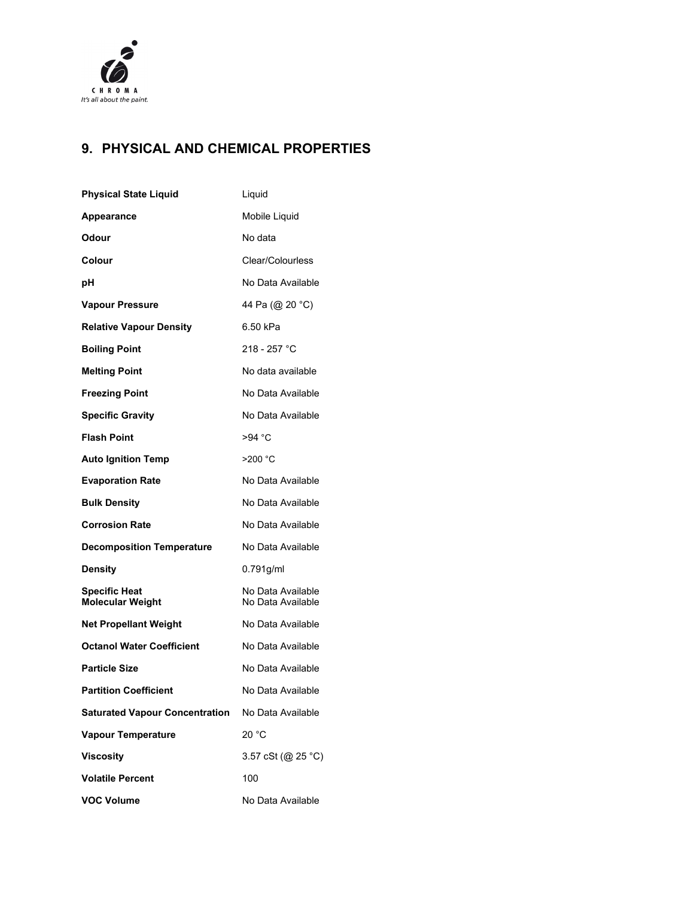## 9. PHYSICAL AND CHEMICAL PROPERTIES

| | |
|---|---|
| **Physical State Liquid** | Liquid |
| **Appearance** | Mobile Liquid |
| **Odour** | No data |
| **Colour** | Clear/Colourless |
| **pH** | No Data Available |
| **Vapour Pressure** | 44 Pa (@ 20 °C) |
| **Relative Vapour Density** | 6.50 kPa |
| **Boiling Point** | 218 - 257 °C |
| **Melting Point** | No data available |
| **Freezing Point** | No Data Available |
| **Specific Gravity** | No Data Available |
| **Flash Point** | >94 °C |
| **Auto Ignition Temp** | >200 °C |
| **Evaporation Rate** | No Data Available |
| **Bulk Density** | No Data Available |
| **Corrosion Rate** | No Data Available |
| **Decomposition Temperature** | No Data Available |
| **Density** | 0.791g/ml |
| **Specific Heat** | No Data Available |
| **Molecular Weight** | No Data Available |
| **Net Propellant Weight** | No Data Available |
| **Octanol Water Coefficient** | No Data Available |
| **Particle Size** | No Data Available |
| **Partition Coefficient** | No Data Available |
| **Saturated Vapour Concentration** | No Data Available |
| **Vapour Temperature** | 20 °C |
| **Viscosity** | 3.57 cSt (@ 25 °C) |
| **Volatile Percent** | 100 |
| **VOC Volume** | No Data Available |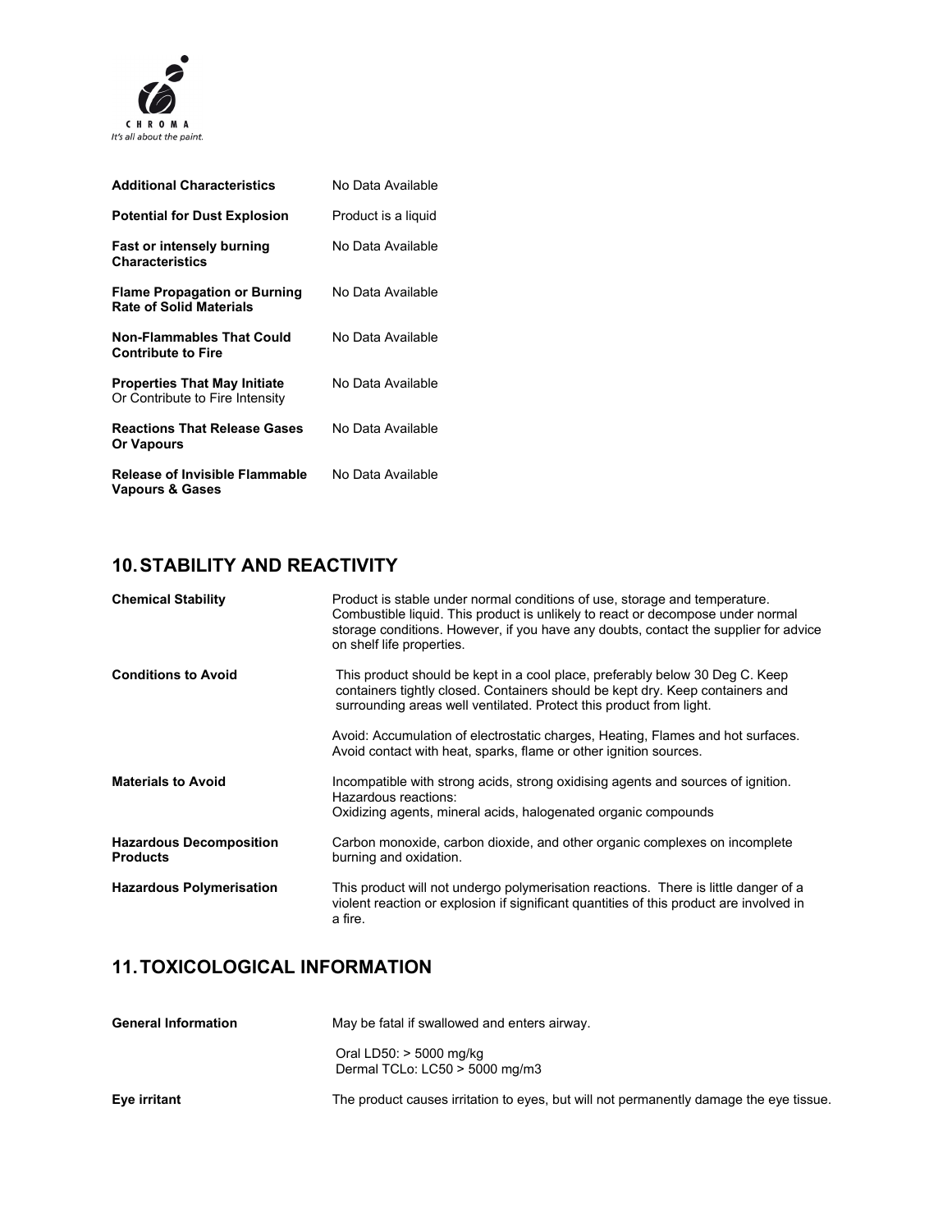| | |
|---|---|
| **Additional Characteristics** | No Data Available |
| **Potential for Dust Explosion** | Product is a liquid |
| **Fast or intensely burning Characteristics** | No Data Available |
| **Flame Propagation or Burning Rate of Solid Materials** | No Data Available |
| **Non-Flammables That Could Contribute to Fire** | No Data Available |
| **Properties That May Initiate** Or Contribute to Fire Intensity | No Data Available |
| **Reactions That Release Gases Or Vapours** | No Data Available |
| **Release of Invisible Flammable Vapours & Gases** | No Data Available |

## 10. STABILITY AND REACTIVITY

| | |
|---|---|
| **Chemical Stability** | Product is stable under normal conditions of use, storage and temperature. Combustible liquid. This product is unlikely to react or decompose under normal storage conditions. However, if you have any doubts, contact the supplier for advice on shelf life properties. |
| **Conditions to Avoid** | This product should be kept in a cool place, preferably below 30 Deg C. Keep containers tightly closed. Containers should be kept dry. Keep containers and surrounding areas well ventilated. Protect this product from light.<br><br>Avoid: Accumulation of electrostatic charges, Heating, Flames and hot surfaces. Avoid contact with heat, sparks, flame or other ignition sources. |
| **Materials to Avoid** | Incompatible with strong acids, strong oxidising agents and sources of ignition.<br>Hazardous reactions:<br>Oxidizing agents, mineral acids, halogenated organic compounds |
| **Hazardous Decomposition Products** | Carbon monoxide, carbon dioxide, and other organic complexes on incomplete burning and oxidation. |
| **Hazardous Polymerisation** | This product will not undergo polymerisation reactions. There is little danger of a violent reaction or explosion if significant quantities of this product are involved in a fire. |

## 11. TOXICOLOGICAL INFORMATION

| | |
|---|---|
| **General Information** | May be fatal if swallowed and enters airway.<br><br>Oral LD50: > 5000 mg/kg<br>Dermal TCLo: LC50 > 5000 mg/m3 |
| **Eye irritant** | The product causes irritation to eyes, but will not permanently damage the eye tissue. |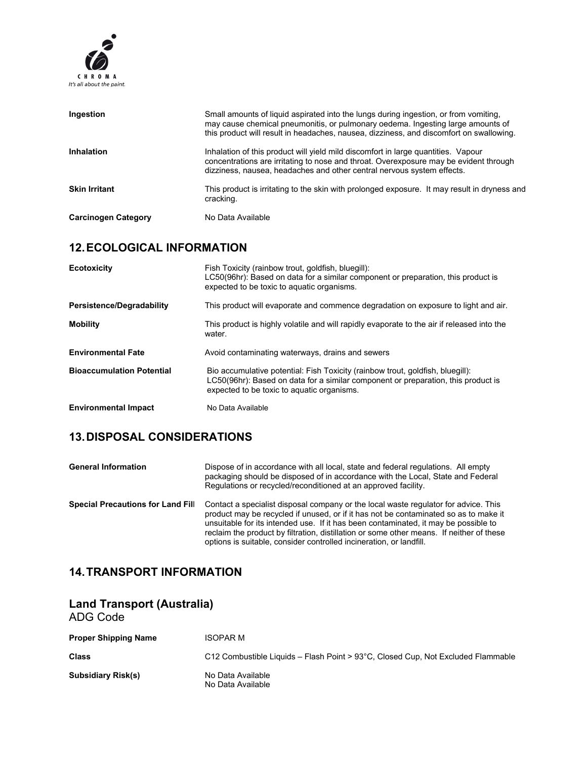| | |
|---|---|
| **Ingestion** | Small amounts of liquid aspirated into the lungs during ingestion, or from vomiting, may cause chemical pneumonitis, or pulmonary oedema. Ingesting large amounts of this product will result in headaches, nausea, dizziness, and discomfort on swallowing. |
| **Inhalation** | Inhalation of this product will yield mild discomfort in large quantities. Vapour concentrations are irritating to nose and throat. Overexposure may be evident through dizziness, nausea, headaches and other central nervous system effects. |
| **Skin Irritant** | This product is irritating to the skin with prolonged exposure. It may result in dryness and cracking. |
| **Carcinogen Category** | No Data Available |

## 12. ECOLOGICAL INFORMATION

| | |
|---|---|
| **Ecotoxicity** | Fish Toxicity (rainbow trout, goldfish, bluegill): LC50(96hr): Based on data for a similar component or preparation, this product is expected to be toxic to aquatic organisms. |
| **Persistence/Degradability** | This product will evaporate and commence degradation on exposure to light and air. |
| **Mobility** | This product is highly volatile and will rapidly evaporate to the air if released into the water. |
| **Environmental Fate** | Avoid contaminating waterways, drains and sewers |
| **Bioaccumulation Potential** | Bio accumulative potential: Fish Toxicity (rainbow trout, goldfish, bluegill): LC50(96hr): Based on data for a similar component or preparation, this product is expected to be toxic to aquatic organisms. |
| **Environmental Impact** | No Data Available |

## 13. DISPOSAL CONSIDERATIONS

| | |
|---|---|
| **General Information** | Dispose of in accordance with all local, state and federal regulations. All empty packaging should be disposed of in accordance with the Local, State and Federal Regulations or recycled/reconditioned at an approved facility. |
| **Special Precautions for Land Fill** | Contact a specialist disposal company or the local waste regulator for advice. This product may be recycled if unused, or if it has not be contaminated so as to make it unsuitable for its intended use. If it has been contaminated, it may be possible to reclaim the product by filtration, distillation or some other means. If neither of these options is suitable, consider controlled incineration, or landfill. |

## 14. TRANSPORT INFORMATION

### Land Transport (Australia)

ADG Code

| | |
|---|---|
| **Proper Shipping Name** | ISOPAR M |
| **Class** | C12 Combustible Liquids – Flash Point > 93°C, Closed Cup, Not Excluded Flammable |
| **Subsidiary Risk(s)** | No Data Available<br>No Data Available |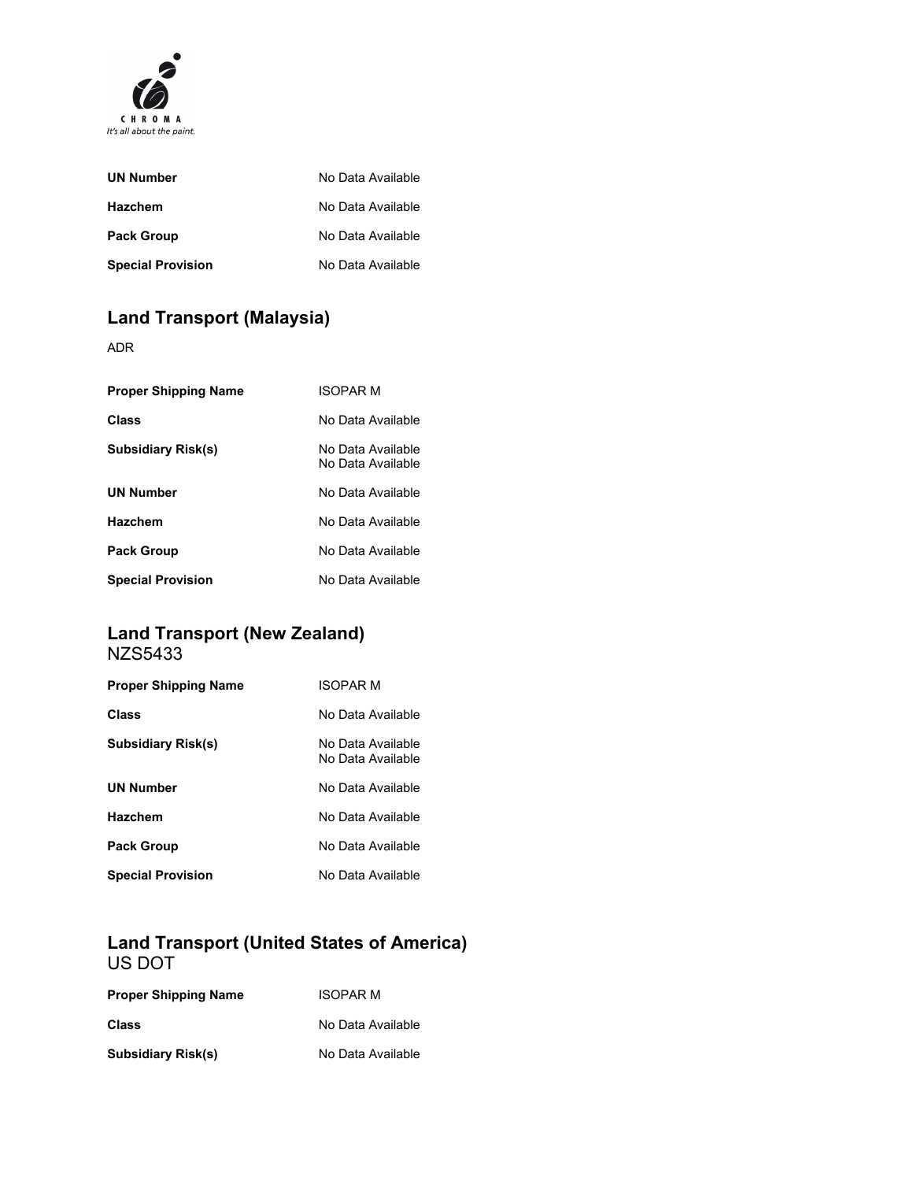| | |
|---|---|
| **UN Number** | No Data Available |
| **Hazchem** | No Data Available |
| **Pack Group** | No Data Available |
| **Special Provision** | No Data Available |

## Land Transport (Malaysia)

ADR

| | |
|---|---|
| **Proper Shipping Name** | ISOPAR M |
| **Class** | No Data Available |
| **Subsidiary Risk(s)** | No Data Available<br>No Data Available |
| **UN Number** | No Data Available |
| **Hazchem** | No Data Available |
| **Pack Group** | No Data Available |
| **Special Provision** | No Data Available |

## Land Transport (New Zealand)

NZS5433

| | |
|---|---|
| **Proper Shipping Name** | ISOPAR M |
| **Class** | No Data Available |
| **Subsidiary Risk(s)** | No Data Available<br>No Data Available |
| **UN Number** | No Data Available |
| **Hazchem** | No Data Available |
| **Pack Group** | No Data Available |
| **Special Provision** | No Data Available |

## Land Transport (United States of America)

US DOT

| | |
|---|---|
| **Proper Shipping Name** | ISOPAR M |
| **Class** | No Data Available |
| **Subsidiary Risk(s)** | No Data Available |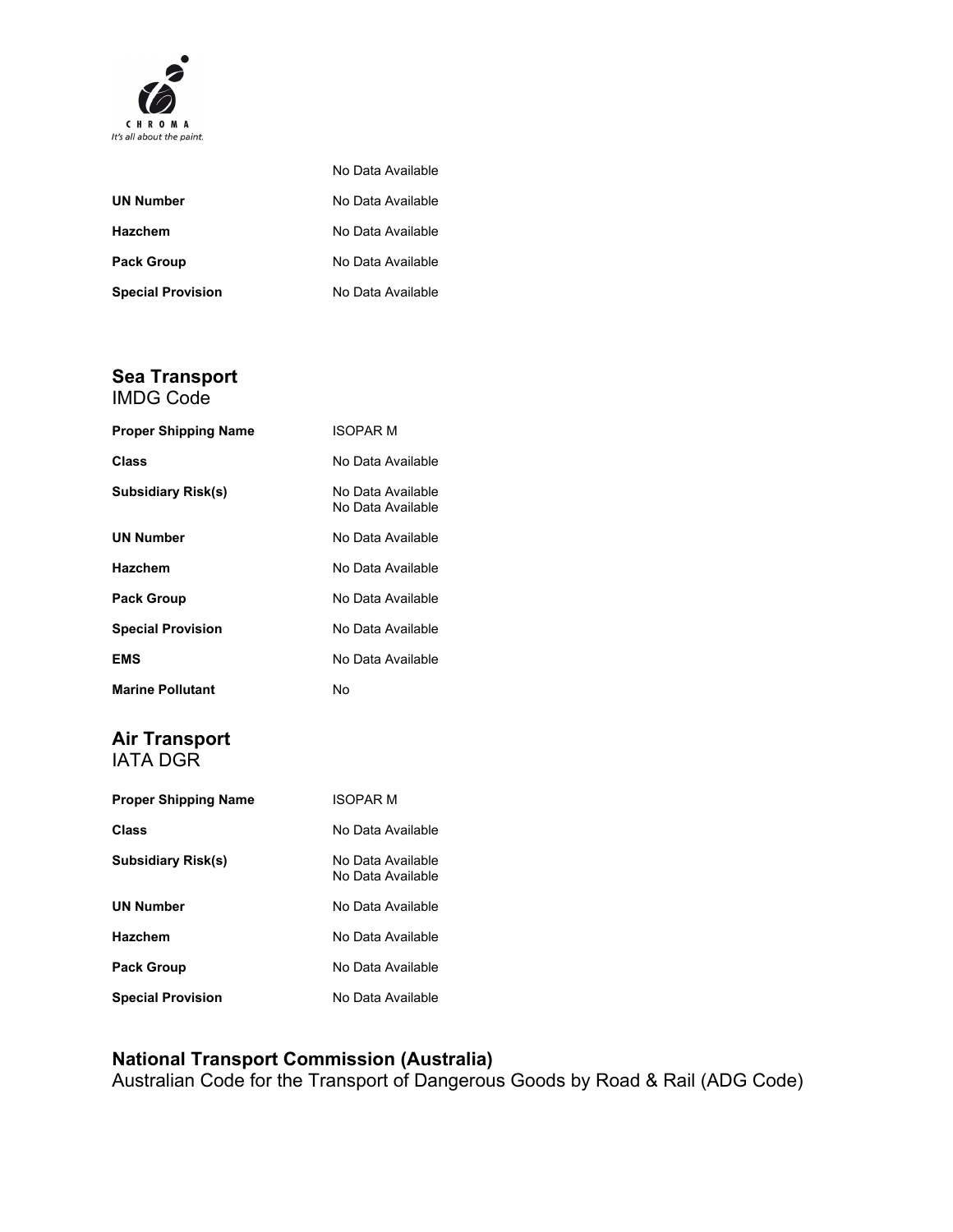| | |
|---|---|
| | No Data Available |
| **UN Number** | No Data Available |
| **Hazchem** | No Data Available |
| **Pack Group** | No Data Available |
| **Special Provision** | No Data Available |

## Sea Transport
IMDG Code

| | |
|---|---|
| **Proper Shipping Name** | ISOPAR M |
| **Class** | No Data Available |
| **Subsidiary Risk(s)** | No Data Available<br>No Data Available |
| **UN Number** | No Data Available |
| **Hazchem** | No Data Available |
| **Pack Group** | No Data Available |
| **Special Provision** | No Data Available |
| **EMS** | No Data Available |
| **Marine Pollutant** | No |

## Air Transport
IATA DGR

| | |
|---|---|
| **Proper Shipping Name** | ISOPAR M |
| **Class** | No Data Available |
| **Subsidiary Risk(s)** | No Data Available<br>No Data Available |
| **UN Number** | No Data Available |
| **Hazchem** | No Data Available |
| **Pack Group** | No Data Available |
| **Special Provision** | No Data Available |

## National Transport Commission (Australia)
Australian Code for the Transport of Dangerous Goods by Road & Rail (ADG Code)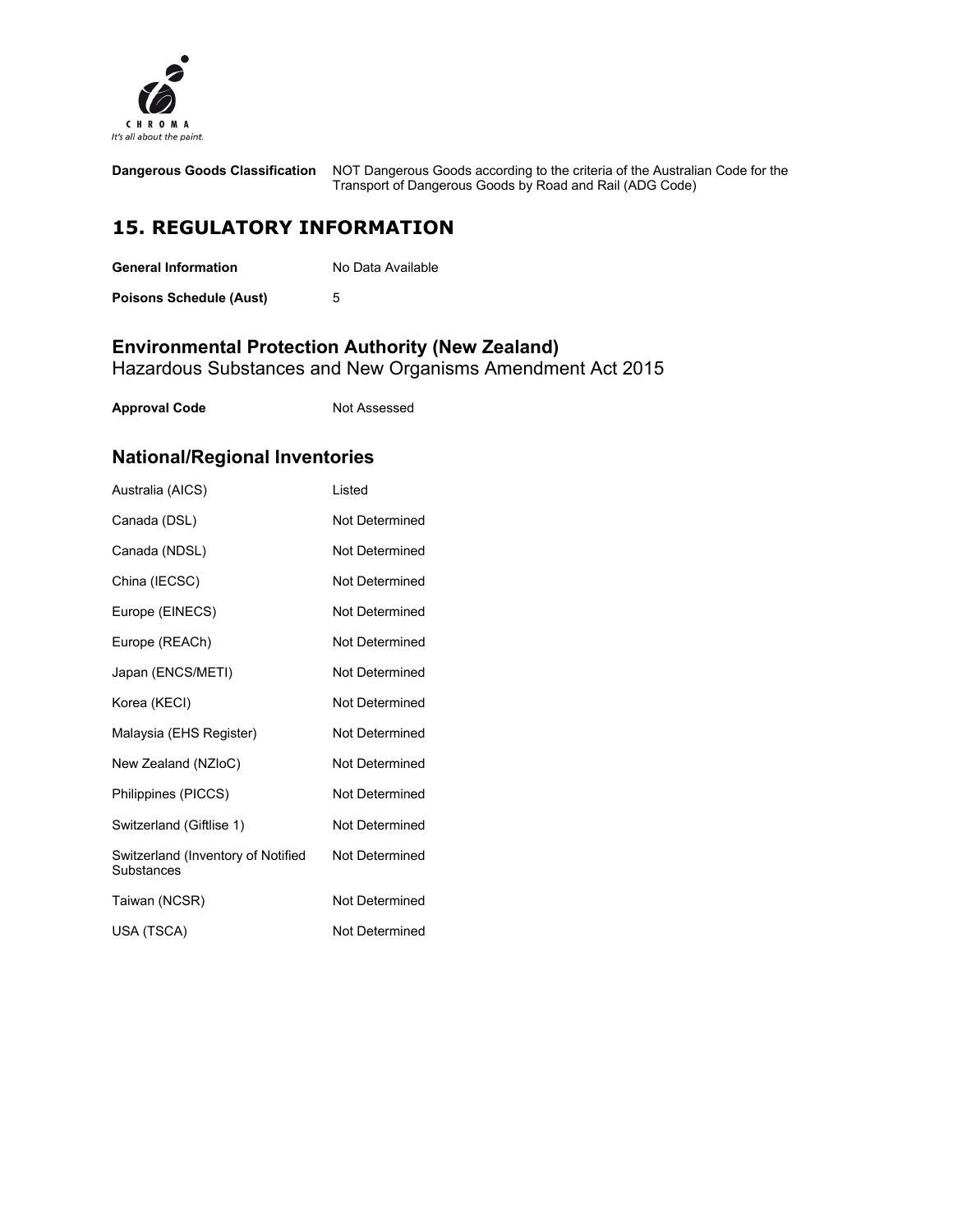| | |
|---|---|
| **Dangerous Goods Classification** | NOT Dangerous Goods according to the criteria of the Australian Code for the Transport of Dangerous Goods by Road and Rail (ADG Code) |

## 15. REGULATORY INFORMATION

| | |
|---|---|
| **General Information** | No Data Available |
| **Poisons Schedule (Aust)** | 5 |

### Environmental Protection Authority (New Zealand)

Hazardous Substances and New Organisms Amendment Act 2015

| | |
|---|---|
| **Approval Code** | Not Assessed |

### National/Regional Inventories

| | |
|---|---|
| Australia (AICS) | Listed |
| Canada (DSL) | Not Determined |
| Canada (NDSL) | Not Determined |
| China (IECSC) | Not Determined |
| Europe (EINECS) | Not Determined |
| Europe (REACh) | Not Determined |
| Japan (ENCS/METI) | Not Determined |
| Korea (KECI) | Not Determined |
| Malaysia (EHS Register) | Not Determined |
| New Zealand (NZIoC) | Not Determined |
| Philippines (PICCS) | Not Determined |
| Switzerland (Giftlise 1) | Not Determined |
| Switzerland (Inventory of Notified Substances | Not Determined |
| Taiwan (NCSR) | Not Determined |
| USA (TSCA) | Not Determined |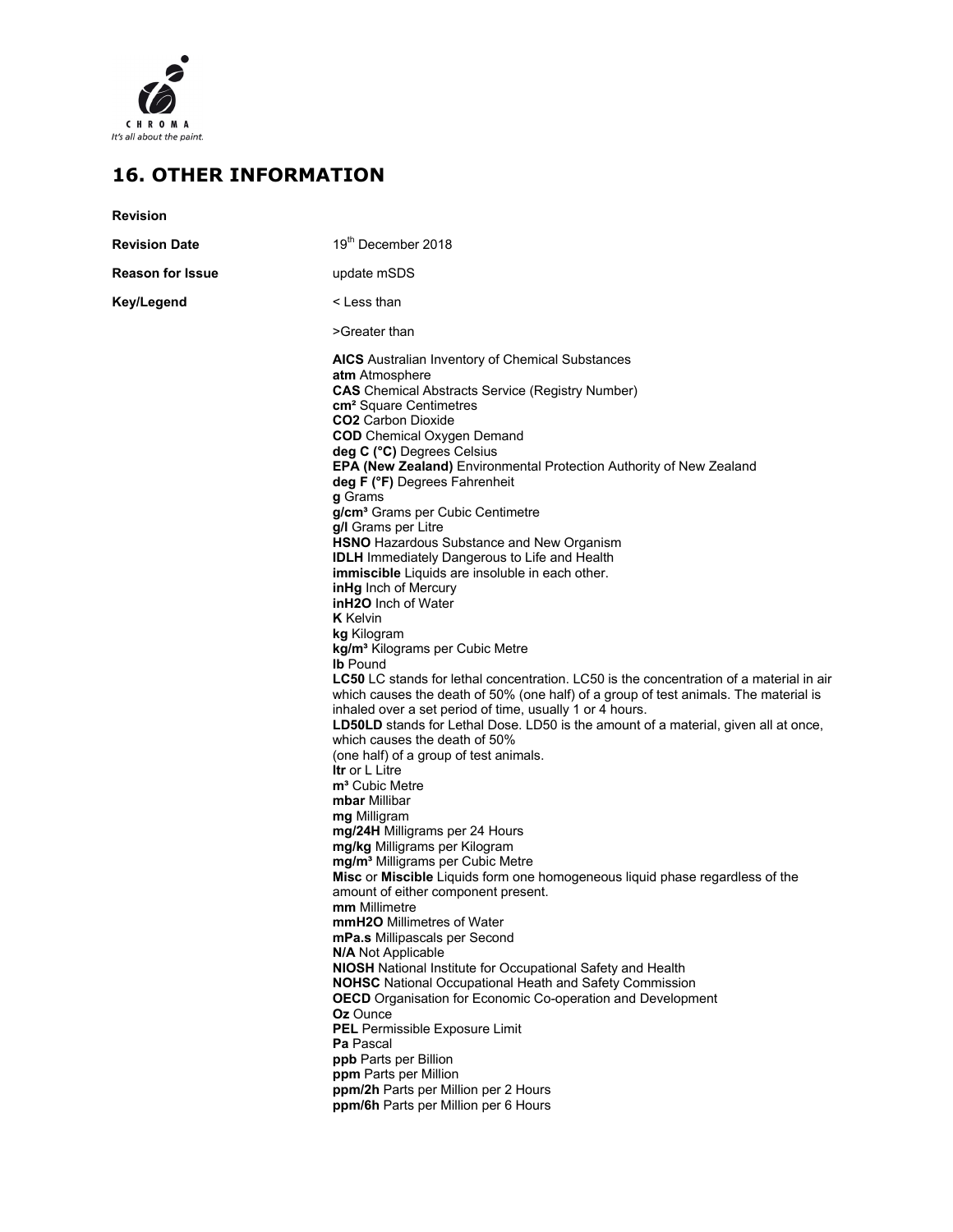## 16. OTHER INFORMATION

**Revision**

**Revision Date** 19th December 2018

**Reason for Issue** update mSDS

**Key/Legend**

< Less than

>Greater than

**AICS** Australian Inventory of Chemical Substances
**atm** Atmosphere
**CAS** Chemical Abstracts Service (Registry Number)
**cm²** Square Centimetres
**CO2** Carbon Dioxide
**COD** Chemical Oxygen Demand
**deg C (°C)** Degrees Celsius
**EPA (New Zealand)** Environmental Protection Authority of New Zealand
**deg F (°F)** Degrees Fahrenheit
**g** Grams
**g/cm³** Grams per Cubic Centimetre
**g/l** Grams per Litre
**HSNO** Hazardous Substance and New Organism
**IDLH** Immediately Dangerous to Life and Health
**immiscible** Liquids are insoluble in each other.
**inHg** Inch of Mercury
**inH2O** Inch of Water
**K** Kelvin
**kg** Kilogram
**kg/m³** Kilograms per Cubic Metre
**lb** Pound
**LC50** LC stands for lethal concentration. LC50 is the concentration of a material in air which causes the death of 50% (one half) of a group of test animals. The material is inhaled over a set period of time, usually 1 or 4 hours.
**LD50LD** stands for Lethal Dose. LD50 is the amount of a material, given all at once, which causes the death of 50%
(one half) of a group of test animals.
**ltr** or L Litre
**m³** Cubic Metre
**mbar** Millibar
**mg** Milligram
**mg/24H** Milligrams per 24 Hours
**mg/kg** Milligrams per Kilogram
**mg/m³** Milligrams per Cubic Metre
**Misc** or **Miscible** Liquids form one homogeneous liquid phase regardless of the amount of either component present.
**mm** Millimetre
**mmH2O** Millimetres of Water
**mPa.s** Millipascals per Second
**N/A** Not Applicable
**NIOSH** National Institute for Occupational Safety and Health
**NOHSC** National Occupational Heath and Safety Commission
**OECD** Organisation for Economic Co-operation and Development
**Oz** Ounce
**PEL** Permissible Exposure Limit
**Pa** Pascal
**ppb** Parts per Billion
**ppm** Parts per Million
**ppm/2h** Parts per Million per 2 Hours
**ppm/6h** Parts per Million per 6 Hours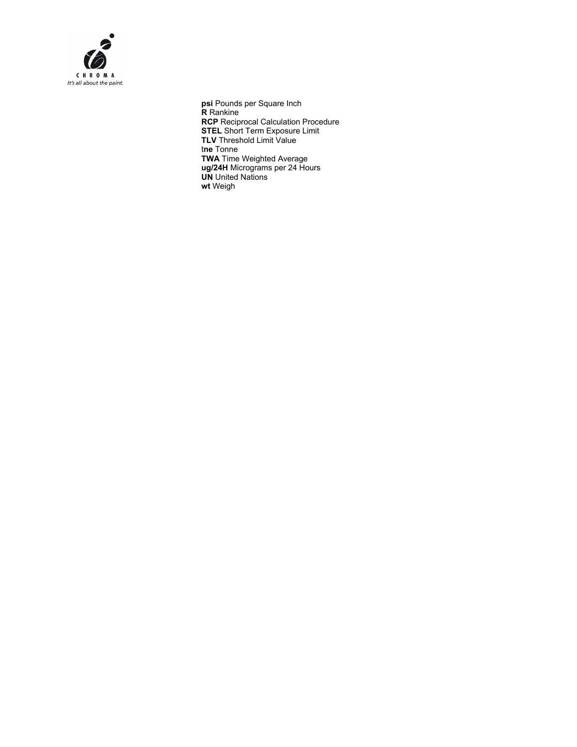**psi** Pounds per Square Inch
**R** Rankine
**RCP** Reciprocal Calculation Procedure
**STEL** Short Term Exposure Limit
**TLV** Threshold Limit Value
t**ne** Tonne
**TWA** Time Weighted Average
**ug/24H** Micrograms per 24 Hours
**UN** United Nations
**wt** Weigh